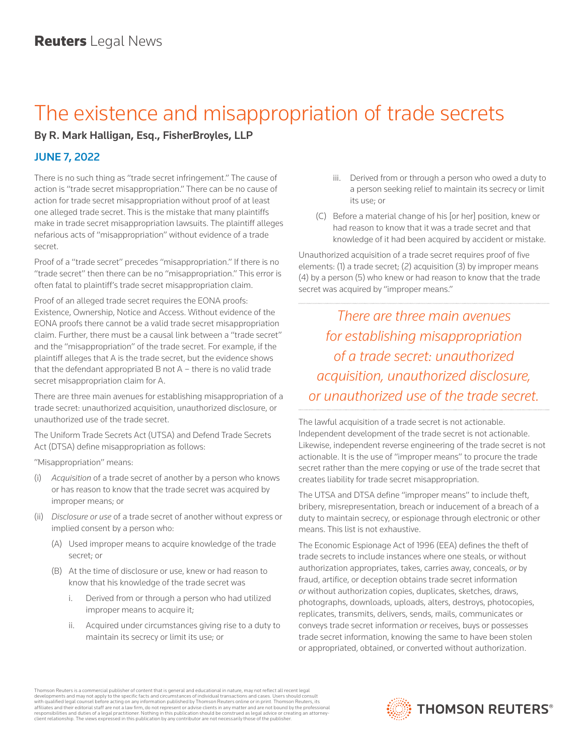Reuters Legal News

# The existence and misappropriation of trade secrets

**By R. Mark Halligan, Esq., FisherBroyles, LLP**

**JUNE 7, 2022**

There is no such thing as "trade secret infringement." The cause of action is "trade secret misappropriation." There can be no cause of action for trade secret misappropriation without proof of at least one alleged trade secret. This is the mistake that many plaintiffs make in trade secret misappropriation lawsuits. The plaintiff alleges nefarious acts of "misappropriation" without evidence of a trade secret.

Proof of a "trade secret" precedes "misappropriation." If there is no "trade secret" then there can be no "misappropriation." This error is often fatal to plaintiff's trade secret misappropriation claim.

Proof of an alleged trade secret requires the EONA proofs: Existence, Ownership, Notice and Access. Without evidence of the EONA proofs there cannot be a valid trade secret misappropriation claim. Further, there must be a causal link between a "trade secret" and the "misappropriation" of the trade secret. For example, if the plaintiff alleges that A is the trade secret, but the evidence shows that the defendant appropriated B not A – there is no valid trade secret misappropriation claim for A.

There are three main avenues for establishing misappropriation of a trade secret: unauthorized acquisition, unauthorized disclosure, or unauthorized use of the trade secret.

The Uniform Trade Secrets Act (UTSA) and Defend Trade Secrets Act (DTSA) define misappropriation as follows:

"Misappropriation" means:

(i) *Acquisition* of a trade secret of another by a person who knows or has reason to know that the trade secret was acquired by improper means; or

(ii) *Disclosure or use* of a trade secret of another without express or implied consent by a person who:

- (A) Used improper means to acquire knowledge of the trade secret; or
- (B) At the time of disclosure or use, knew or had reason to know that his knowledge of the trade secret was
  - i. Derived from or through a person who had utilized improper means to acquire it;
  - ii. Acquired under circumstances giving rise to a duty to maintain its secrecy or limit its use; or
  - iii. Derived from or through a person who owed a duty to a person seeking relief to maintain its secrecy or limit its use; or
- (C) Before a material change of his [or her] position, knew or had reason to know that it was a trade secret and that knowledge of it had been acquired by accident or mistake.

Unauthorized acquisition of a trade secret requires proof of five elements: (1) a trade secret; (2) acquisition (3) by improper means (4) by a person (5) who knew or had reason to know that the trade secret was acquired by "improper means."

*There are three main avenues for establishing misappropriation of a trade secret: unauthorized acquisition, unauthorized disclosure, or unauthorized use of the trade secret.*

The lawful acquisition of a trade secret is not actionable. Independent development of the trade secret is not actionable. Likewise, independent reverse engineering of the trade secret is not actionable. It is the use of "improper means" to procure the trade secret rather than the mere copying or use of the trade secret that creates liability for trade secret misappropriation.

The UTSA and DTSA define "improper means" to include theft, bribery, misrepresentation, breach or inducement of a breach of a duty to maintain secrecy, or espionage through electronic or other means. This list is not exhaustive.

The Economic Espionage Act of 1996 (EEA) defines the theft of trade secrets to include instances where one steals, or without authorization appropriates, takes, carries away, conceals, *or* by fraud, artifice, or deception obtains trade secret information *or* without authorization copies, duplicates, sketches, draws, photographs, downloads, uploads, alters, destroys, photocopies, replicates, transmits, delivers, sends, mails, communicates or conveys trade secret information *or* receives, buys or possesses trade secret information, knowing the same to have been stolen or appropriated, obtained, or converted without authorization.

Thomson Reuters is a commercial publisher of content that is general and educational in nature, may not reflect all recent legal developments and may not apply to the specific facts and circumstances of individual transactions and cases. Users should consult with qualified legal counsel before acting on any information published by Thomson Reuters online or in print. Thomson Reuters, its affiliates and their editorial staff are not a law firm, do not represent or advise clients in any matter and are not bound by the professional responsibilities and duties of a legal practitioner. Nothing in this publication should be construed as legal advice or creating an attorney-client relationship. The views expressed in this publication by any contributor are not necessarily those of the publisher.

THOMSON REUTERS®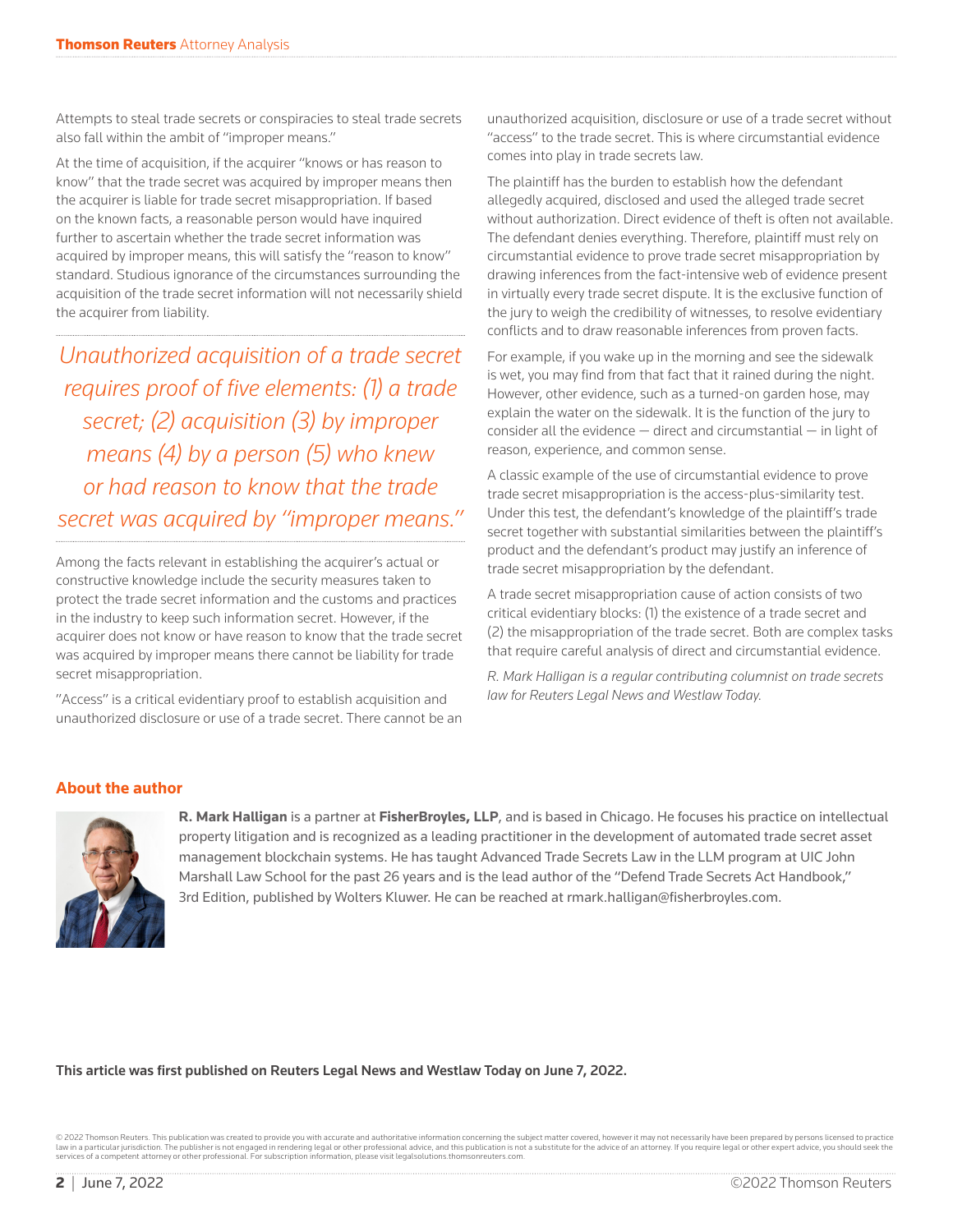Attempts to steal trade secrets or conspiracies to steal trade secrets also fall within the ambit of "improper means."

At the time of acquisition, if the acquirer "knows or has reason to know" that the trade secret was acquired by improper means then the acquirer is liable for trade secret misappropriation. If based on the known facts, a reasonable person would have inquired further to ascertain whether the trade secret information was acquired by improper means, this will satisfy the "reason to know" standard. Studious ignorance of the circumstances surrounding the acquisition of the trade secret information will not necessarily shield the acquirer from liability.

*Unauthorized acquisition of a trade secret requires proof of five elements: (1) a trade secret; (2) acquisition (3) by improper means (4) by a person (5) who knew or had reason to know that the trade secret was acquired by "improper means."*

Among the facts relevant in establishing the acquirer's actual or constructive knowledge include the security measures taken to protect the trade secret information and the customs and practices in the industry to keep such information secret. However, if the acquirer does not know or have reason to know that the trade secret was acquired by improper means there cannot be liability for trade secret misappropriation.

"Access" is a critical evidentiary proof to establish acquisition and unauthorized disclosure or use of a trade secret. There cannot be an unauthorized acquisition, disclosure or use of a trade secret without "access" to the trade secret. This is where circumstantial evidence comes into play in trade secrets law.

The plaintiff has the burden to establish how the defendant allegedly acquired, disclosed and used the alleged trade secret without authorization. Direct evidence of theft is often not available. The defendant denies everything. Therefore, plaintiff must rely on circumstantial evidence to prove trade secret misappropriation by drawing inferences from the fact-intensive web of evidence present in virtually every trade secret dispute. It is the exclusive function of the jury to weigh the credibility of witnesses, to resolve evidentiary conflicts and to draw reasonable inferences from proven facts.

For example, if you wake up in the morning and see the sidewalk is wet, you may find from that fact that it rained during the night. However, other evidence, such as a turned-on garden hose, may explain the water on the sidewalk. It is the function of the jury to consider all the evidence — direct and circumstantial — in light of reason, experience, and common sense.

A classic example of the use of circumstantial evidence to prove trade secret misappropriation is the access-plus-similarity test. Under this test, the defendant's knowledge of the plaintiff's trade secret together with substantial similarities between the plaintiff's product and the defendant's product may justify an inference of trade secret misappropriation by the defendant.

A trade secret misappropriation cause of action consists of two critical evidentiary blocks: (1) the existence of a trade secret and (2) the misappropriation of the trade secret. Both are complex tasks that require careful analysis of direct and circumstantial evidence.

*R. Mark Halligan is a regular contributing columnist on trade secrets law for Reuters Legal News and Westlaw Today.*

## About the author

**R. Mark Halligan** is a partner at **FisherBroyles, LLP**, and is based in Chicago. He focuses his practice on intellectual property litigation and is recognized as a leading practitioner in the development of automated trade secret asset management blockchain systems. He has taught Advanced Trade Secrets Law in the LLM program at UIC John Marshall Law School for the past 26 years and is the lead author of the "Defend Trade Secrets Act Handbook," 3rd Edition, published by Wolters Kluwer. He can be reached at rmark.halligan@fisherbroyles.com.

**This article was first published on Reuters Legal News and Westlaw Today on June 7, 2022.**

© 2022 Thomson Reuters. This publication was created to provide you with accurate and authoritative information concerning the subject matter covered, however it may not necessarily have been prepared by persons licensed to practice law in a particular jurisdiction. The publisher is not engaged in rendering legal or other professional advice, and this publication is not a substitute for the advice of an attorney. If you require legal or other expert advice, you should seek the services of a competent attorney or other professional. For subscription information, please visit legalsolutions.thomsonreuters.com.